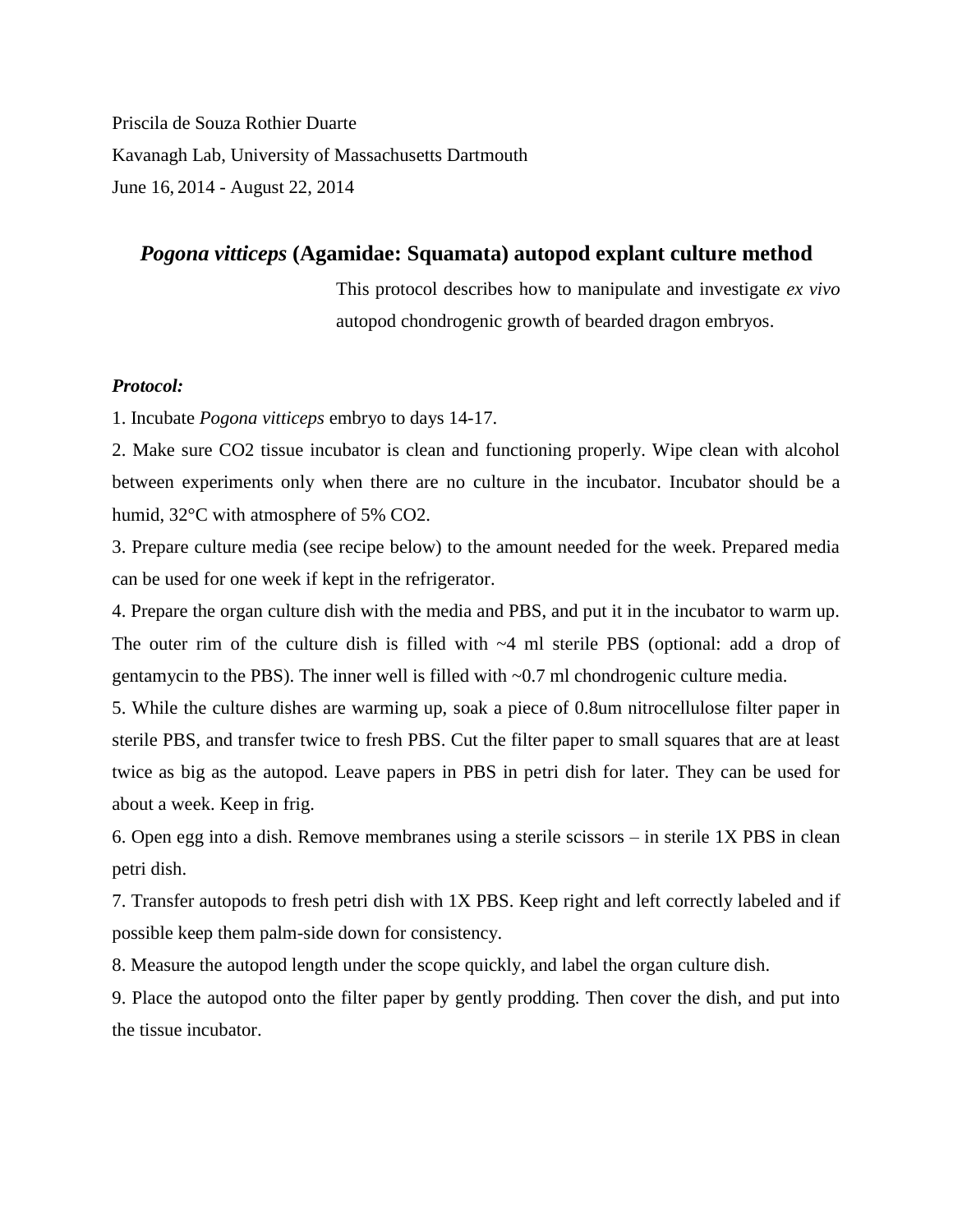Priscila de Souza Rothier Duarte

Kavanagh Lab, University of Massachusetts Dartmouth

June 16, 2014 - August 22, 2014

## *Pogona vitticeps* (Agamidae: Squamata) autopod explant culture method

This protocol describes how to manipulate and investigate *ex vivo* autopod chondrogenic growth of bearded dragon embryos.

***Protocol:***

1. Incubate *Pogona vitticeps* embryo to days 14-17.
2. Make sure CO2 tissue incubator is clean and functioning properly. Wipe clean with alcohol between experiments only when there are no culture in the incubator. Incubator should be a humid, 32°C with atmosphere of 5% CO2.
3. Prepare culture media (see recipe below) to the amount needed for the week. Prepared media can be used for one week if kept in the refrigerator.
4. Prepare the organ culture dish with the media and PBS, and put it in the incubator to warm up. The outer rim of the culture dish is filled with ~4 ml sterile PBS (optional: add a drop of gentamycin to the PBS). The inner well is filled with ~0.7 ml chondrogenic culture media.
5. While the culture dishes are warming up, soak a piece of 0.8um nitrocellulose filter paper in sterile PBS, and transfer twice to fresh PBS. Cut the filter paper to small squares that are at least twice as big as the autopod. Leave papers in PBS in petri dish for later. They can be used for about a week. Keep in frig.
6. Open egg into a dish. Remove membranes using a sterile scissors – in sterile 1X PBS in clean petri dish.
7. Transfer autopods to fresh petri dish with 1X PBS. Keep right and left correctly labeled and if possible keep them palm-side down for consistency.
8. Measure the autopod length under the scope quickly, and label the organ culture dish.
9. Place the autopod onto the filter paper by gently prodding. Then cover the dish, and put into the tissue incubator.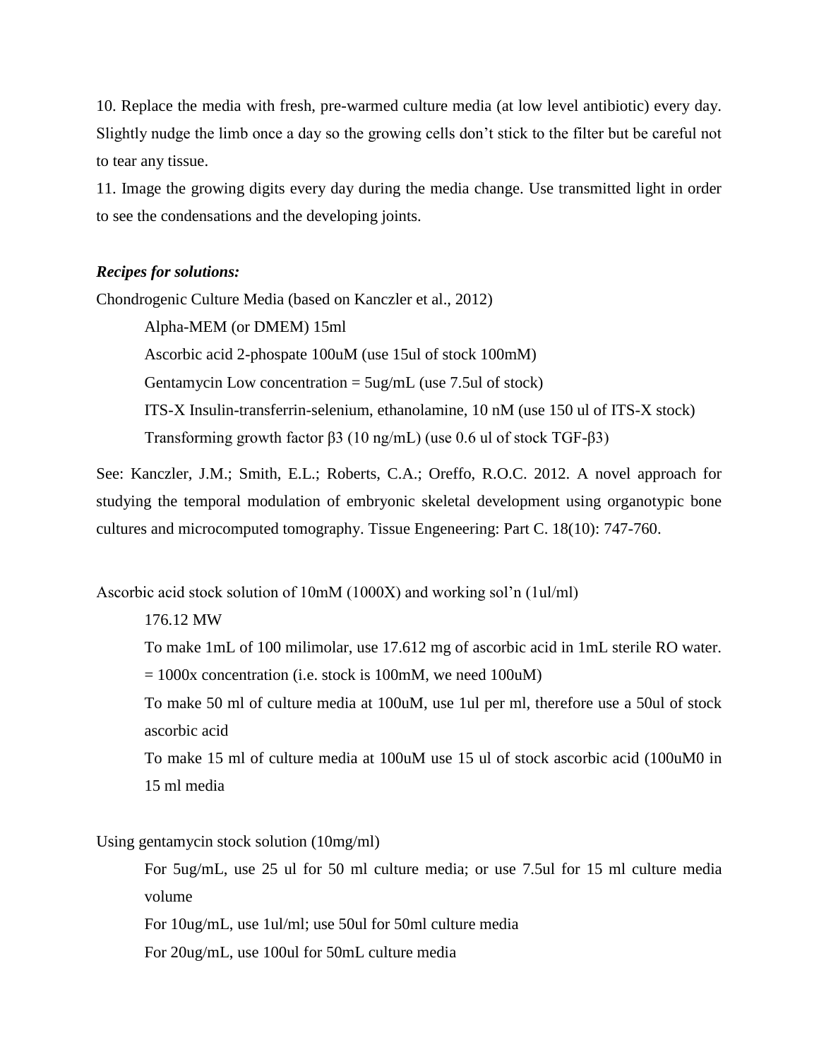10. Replace the media with fresh, pre-warmed culture media (at low level antibiotic) every day. Slightly nudge the limb once a day so the growing cells don't stick to the filter but be careful not to tear any tissue.

11. Image the growing digits every day during the media change. Use transmitted light in order to see the condensations and the developing joints.

***Recipes for solutions:***

Chondrogenic Culture Media (based on Kanczler et al., 2012)

> Alpha-MEM (or DMEM) 15ml
>
> Ascorbic acid 2-phospate 100uM (use 15ul of stock 100mM)
>
> Gentamycin Low concentration = 5ug/mL (use 7.5ul of stock)
>
> ITS-X Insulin-transferrin-selenium, ethanolamine, 10 nM (use 150 ul of ITS-X stock)
>
> Transforming growth factor β3 (10 ng/mL) (use 0.6 ul of stock TGF-β3)

See: Kanczler, J.M.; Smith, E.L.; Roberts, C.A.; Oreffo, R.O.C. 2012. A novel approach for studying the temporal modulation of embryonic skeletal development using organotypic bone cultures and microcomputed tomography. Tissue Engeneering: Part C. 18(10): 747-760.

Ascorbic acid stock solution of 10mM (1000X) and working sol'n (1ul/ml)

> 176.12 MW
>
> To make 1mL of 100 milimolar, use 17.612 mg of ascorbic acid in 1mL sterile RO water. = 1000x concentration (i.e. stock is 100mM, we need 100uM)
>
> To make 50 ml of culture media at 100uM, use 1ul per ml, therefore use a 50ul of stock ascorbic acid
>
> To make 15 ml of culture media at 100uM use 15 ul of stock ascorbic acid (100uM0 in 15 ml media

Using gentamycin stock solution (10mg/ml)

> For 5ug/mL, use 25 ul for 50 ml culture media; or use 7.5ul for 15 ml culture media volume
>
> For 10ug/mL, use 1ul/ml; use 50ul for 50ml culture media
>
> For 20ug/mL, use 100ul for 50mL culture media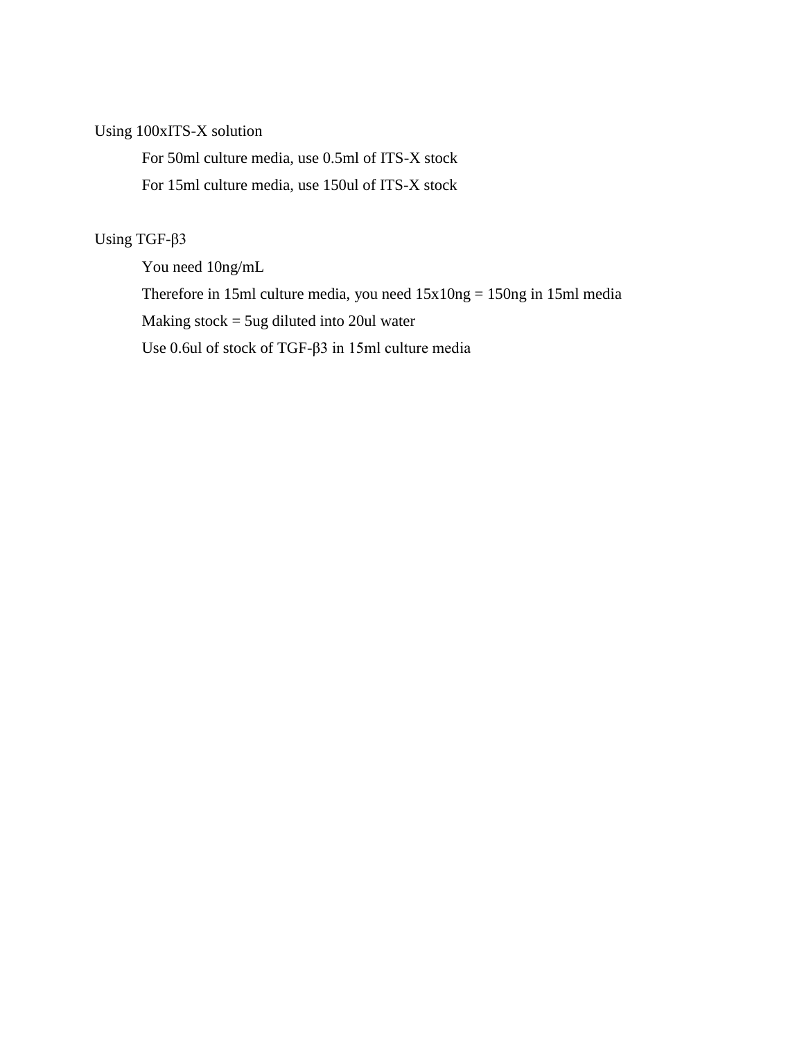Using 100xITS-X solution

- For 50ml culture media, use 0.5ml of ITS-X stock
- For 15ml culture media, use 150ul of ITS-X stock

Using TGF-β3

- You need 10ng/mL
- Therefore in 15ml culture media, you need 15x10ng = 150ng in 15ml media
- Making stock = 5ug diluted into 20ul water
- Use 0.6ul of stock of TGF-β3 in 15ml culture media